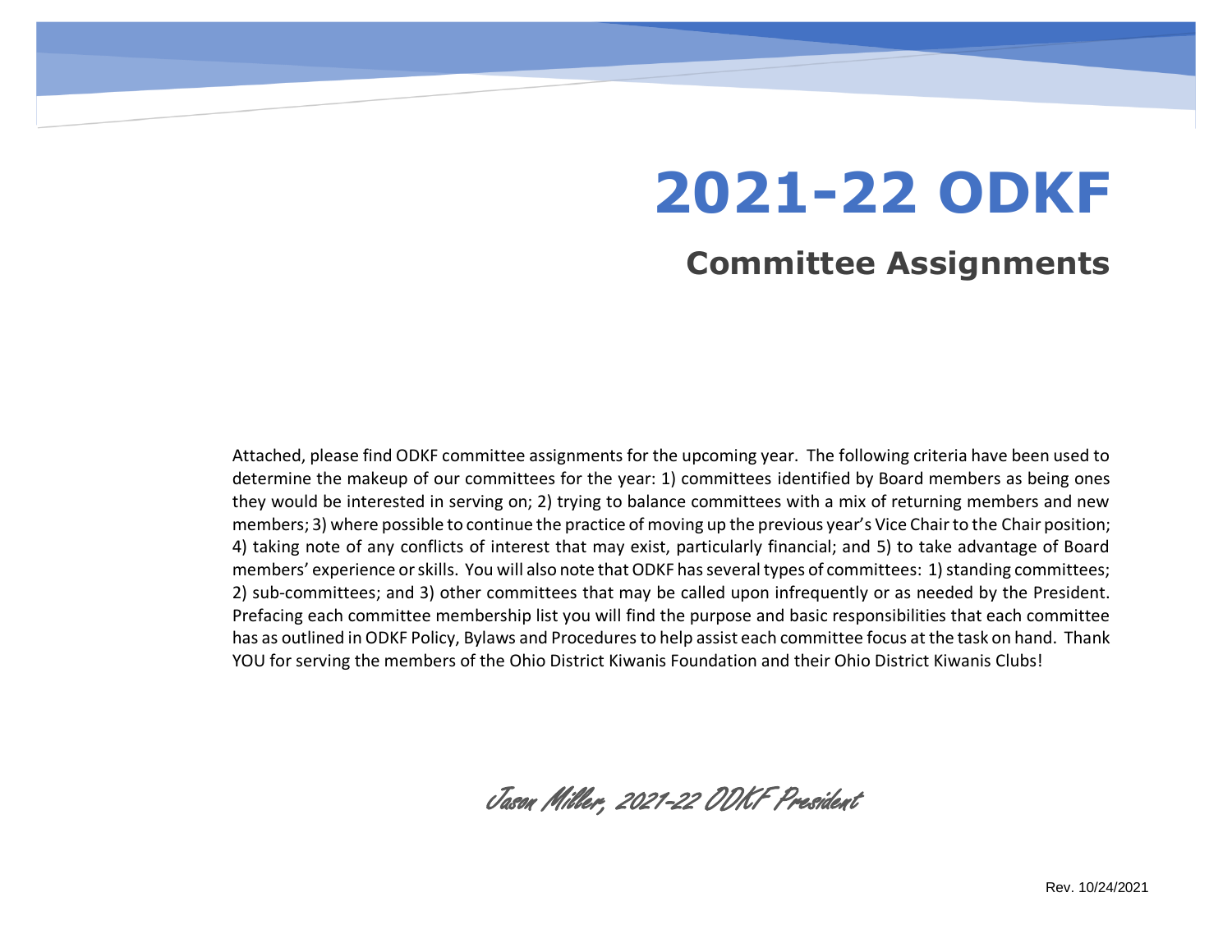# 2021-22 ODKF

## Committee Assignments

Attached, please find ODKF committee assignments for the upcoming year. The following criteria have been used to determine the makeup of our committees for the year: 1) committees identified by Board members as being ones they would be interested in serving on; 2) trying to balance committees with a mix of returning members and new members; 3) where possible to continue the practice of moving up the previous year's Vice Chair to the Chair position; 4) taking note of any conflicts of interest that may exist, particularly financial; and 5) to take advantage of Board members' experience or skills. You will also note that ODKF has several types of committees: 1) standing committees; 2) sub-committees; and 3) other committees that may be called upon infrequently or as needed by the President. Prefacing each committee membership list you will find the purpose and basic responsibilities that each committee has as outlined in ODKF Policy, Bylaws and Procedures to help assist each committee focus at the task on hand. Thank YOU for serving the members of the Ohio District Kiwanis Foundation and their Ohio District Kiwanis Clubs!

*Jason Miller, 2021-22 ODKF President*

Rev. 10/24/2021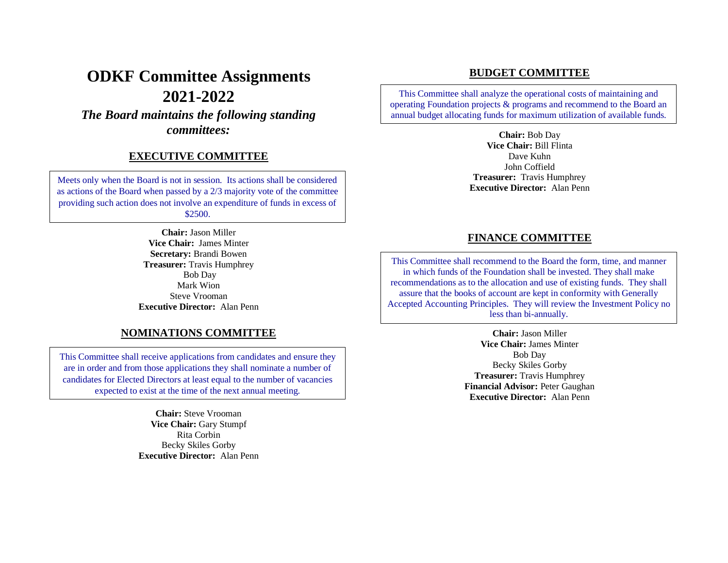# ODKF Committee Assignments 2021-2022

***The Board maintains the following standing committees:***

## EXECUTIVE COMMITTEE

Meets only when the Board is not in session. Its actions shall be considered as actions of the Board when passed by a 2/3 majority vote of the committee providing such action does not involve an expenditure of funds in excess of $2500.

**Chair:** Jason Miller
**Vice Chair:** James Minter
**Secretary:** Brandi Bowen
**Treasurer:** Travis Humphrey
Bob Day
Mark Wion
Steve Vrooman
**Executive Director:** Alan Penn

## NOMINATIONS COMMITTEE

This Committee shall receive applications from candidates and ensure they are in order and from those applications they shall nominate a number of candidates for Elected Directors at least equal to the number of vacancies expected to exist at the time of the next annual meeting.

**Chair:** Steve Vrooman
**Vice Chair:** Gary Stumpf
Rita Corbin
Becky Skiles Gorby
**Executive Director:** Alan Penn

## BUDGET COMMITTEE

This Committee shall analyze the operational costs of maintaining and operating Foundation projects & programs and recommend to the Board an annual budget allocating funds for maximum utilization of available funds.

**Chair:** Bob Day
**Vice Chair:** Bill Flinta
Dave Kuhn
John Coffield
**Treasurer:** Travis Humphrey
**Executive Director:** Alan Penn

## FINANCE COMMITTEE

This Committee shall recommend to the Board the form, time, and manner in which funds of the Foundation shall be invested. They shall make recommendations as to the allocation and use of existing funds. They shall assure that the books of account are kept in conformity with Generally Accepted Accounting Principles. They will review the Investment Policy no less than bi-annually.

**Chair:** Jason Miller
**Vice Chair:** James Minter
Bob Day
Becky Skiles Gorby
**Treasurer:** Travis Humphrey
**Financial Advisor:** Peter Gaughan
**Executive Director:** Alan Penn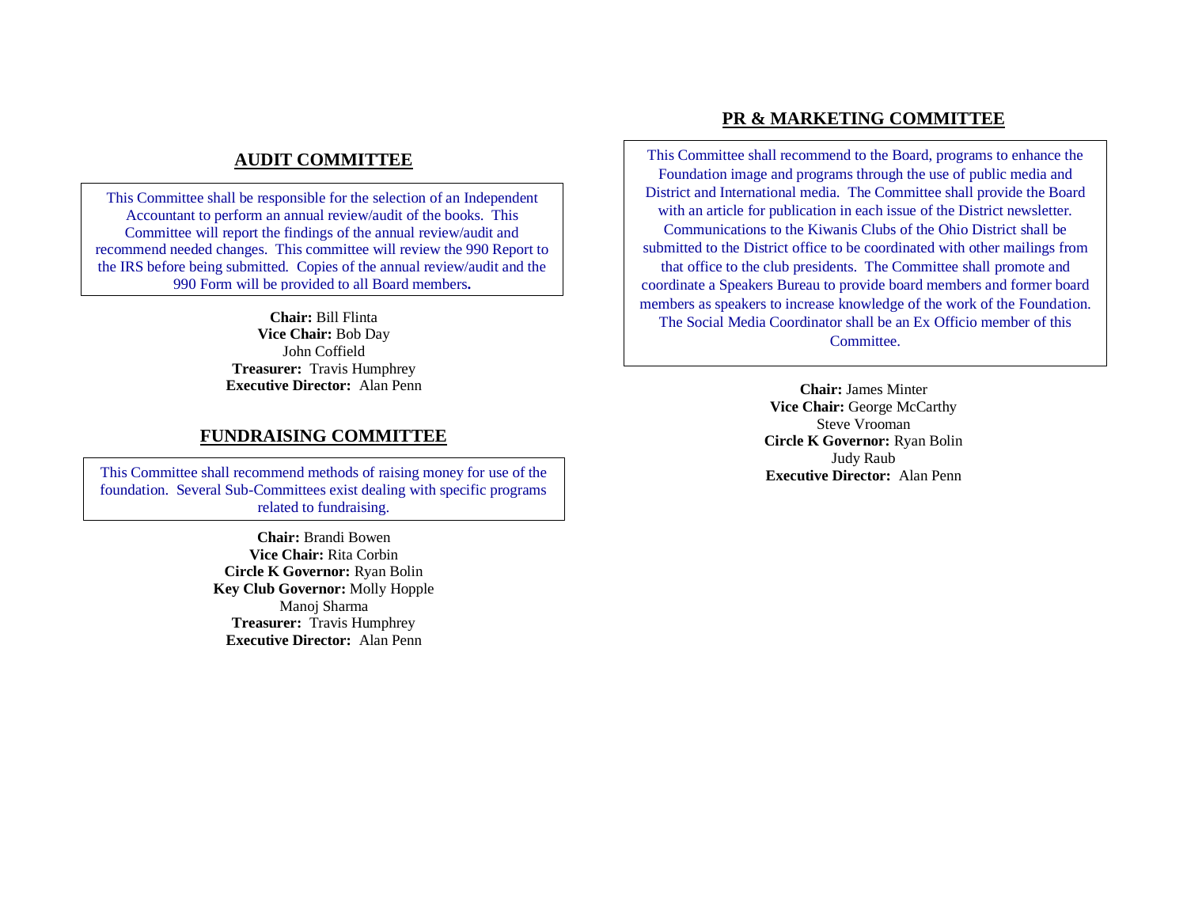## AUDIT COMMITTEE

This Committee shall be responsible for the selection of an Independent Accountant to perform an annual review/audit of the books. This Committee will report the findings of the annual review/audit and recommend needed changes. This committee will review the 990 Report to the IRS before being submitted. Copies of the annual review/audit and the 990 Form will be provided to all Board members.

**Chair:** Bill Flinta
**Vice Chair:** Bob Day
John Coffield
**Treasurer:** Travis Humphrey
**Executive Director:** Alan Penn

## FUNDRAISING COMMITTEE

This Committee shall recommend methods of raising money for use of the foundation. Several Sub-Committees exist dealing with specific programs related to fundraising.

**Chair:** Brandi Bowen
**Vice Chair:** Rita Corbin
**Circle K Governor:** Ryan Bolin
**Key Club Governor:** Molly Hopple
Manoj Sharma
**Treasurer:** Travis Humphrey
**Executive Director:** Alan Penn

## PR & MARKETING COMMITTEE

This Committee shall recommend to the Board, programs to enhance the Foundation image and programs through the use of public media and District and International media. The Committee shall provide the Board with an article for publication in each issue of the District newsletter. Communications to the Kiwanis Clubs of the Ohio District shall be submitted to the District office to be coordinated with other mailings from that office to the club presidents. The Committee shall promote and coordinate a Speakers Bureau to provide board members and former board members as speakers to increase knowledge of the work of the Foundation. The Social Media Coordinator shall be an Ex Officio member of this Committee.

**Chair:** James Minter
**Vice Chair:** George McCarthy
Steve Vrooman
**Circle K Governor:** Ryan Bolin
Judy Raub
**Executive Director:** Alan Penn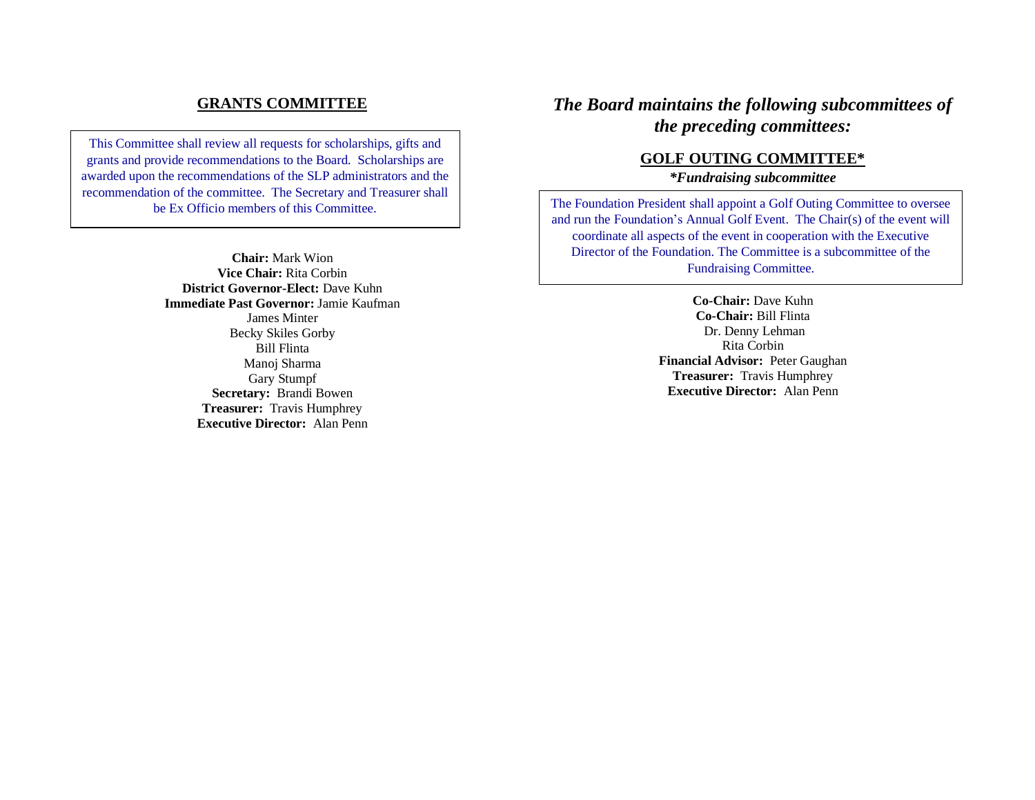## GRANTS COMMITTEE

This Committee shall review all requests for scholarships, gifts and grants and provide recommendations to the Board. Scholarships are awarded upon the recommendations of the SLP administrators and the recommendation of the committee. The Secretary and Treasurer shall be Ex Officio members of this Committee.

**Chair:** Mark Wion
**Vice Chair:** Rita Corbin
**District Governor-Elect:** Dave Kuhn
**Immediate Past Governor:** Jamie Kaufman
James Minter
Becky Skiles Gorby
Bill Flinta
Manoj Sharma
Gary Stumpf
**Secretary:** Brandi Bowen
**Treasurer:** Travis Humphrey
**Executive Director:** Alan Penn

## *The Board maintains the following subcommittees of the preceding committees:*

### GOLF OUTING COMMITTEE*

***Fundraising subcommittee**

The Foundation President shall appoint a Golf Outing Committee to oversee and run the Foundation's Annual Golf Event. The Chair(s) of the event will coordinate all aspects of the event in cooperation with the Executive Director of the Foundation. The Committee is a subcommittee of the Fundraising Committee.

**Co-Chair:** Dave Kuhn
**Co-Chair:** Bill Flinta
Dr. Denny Lehman
Rita Corbin
**Financial Advisor:** Peter Gaughan
**Treasurer:** Travis Humphrey
**Executive Director:** Alan Penn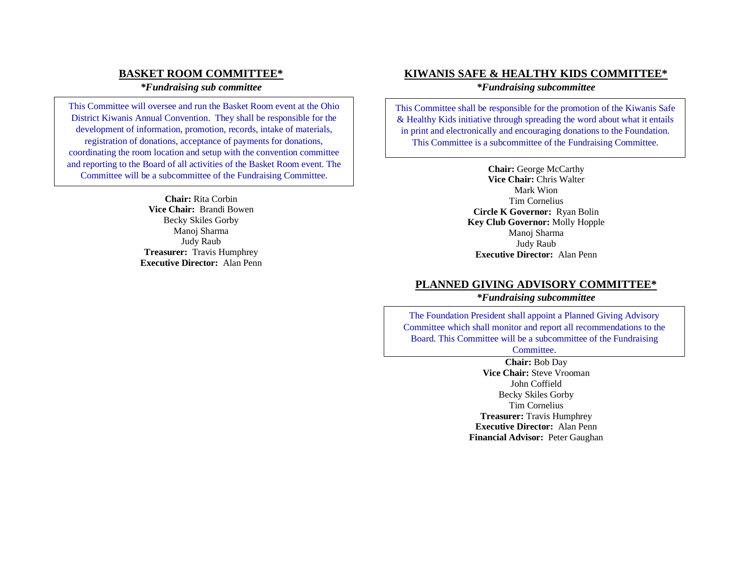## BASKET ROOM COMMITTEE*

***Fundraising sub committee***

This Committee will oversee and run the Basket Room event at the Ohio District Kiwanis Annual Convention. They shall be responsible for the development of information, promotion, records, intake of materials, registration of donations, acceptance of payments for donations, coordinating the room location and setup with the convention committee and reporting to the Board of all activities of the Basket Room event. The Committee will be a subcommittee of the Fundraising Committee.

**Chair:** Rita Corbin
**Vice Chair:** Brandi Bowen
Becky Skiles Gorby
Manoj Sharma
Judy Raub
**Treasurer:** Travis Humphrey
**Executive Director:** Alan Penn

## KIWANIS SAFE & HEALTHY KIDS COMMITTEE*

***Fundraising subcommittee***

This Committee shall be responsible for the promotion of the Kiwanis Safe & Healthy Kids initiative through spreading the word about what it entails in print and electronically and encouraging donations to the Foundation. This Committee is a subcommittee of the Fundraising Committee.

**Chair:** George McCarthy
**Vice Chair:** Chris Walter
Mark Wion
Tim Cornelius
**Circle K Governor:** Ryan Bolin
**Key Club Governor:** Molly Hopple
Manoj Sharma
Judy Raub
**Executive Director:** Alan Penn

## PLANNED GIVING ADVISORY COMMITTEE*

***Fundraising subcommittee***

The Foundation President shall appoint a Planned Giving Advisory Committee which shall monitor and report all recommendations to the Board. This Committee will be a subcommittee of the Fundraising Committee.

**Chair:** Bob Day
**Vice Chair:** Steve Vrooman
John Coffield
Becky Skiles Gorby
Tim Cornelius
**Treasurer:** Travis Humphrey
**Executive Director:** Alan Penn
**Financial Advisor:** Peter Gaughan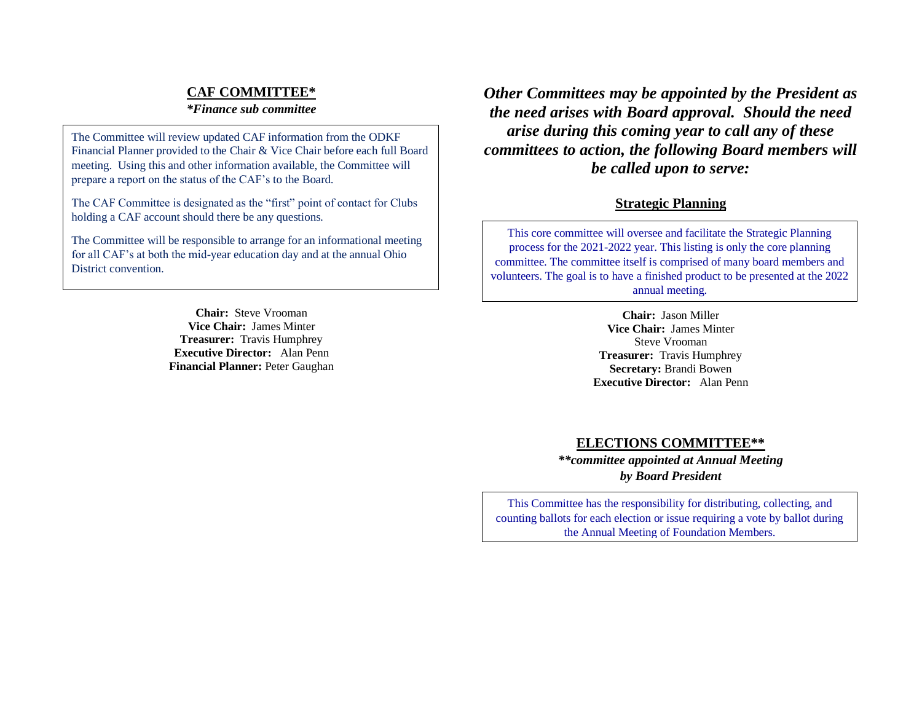## CAF COMMITTEE*

***Finance sub committee***

The Committee will review updated CAF information from the ODKF Financial Planner provided to the Chair & Vice Chair before each full Board meeting. Using this and other information available, the Committee will prepare a report on the status of the CAF's to the Board.

The CAF Committee is designated as the "first" point of contact for Clubs holding a CAF account should there be any questions.

The Committee will be responsible to arrange for an informational meeting for all CAF's at both the mid-year education day and at the annual Ohio District convention.

**Chair:** Steve Vrooman
**Vice Chair:** James Minter
**Treasurer:** Travis Humphrey
**Executive Director:** Alan Penn
**Financial Planner:** Peter Gaughan

***Other Committees may be appointed by the President as the need arises with Board approval. Should the need arise during this coming year to call any of these committees to action, the following Board members will be called upon to serve:***

## Strategic Planning

This core committee will oversee and facilitate the Strategic Planning process for the 2021-2022 year. This listing is only the core planning committee. The committee itself is comprised of many board members and volunteers. The goal is to have a finished product to be presented at the 2022 annual meeting.

**Chair:** Jason Miller
**Vice Chair:** James Minter
Steve Vrooman
**Treasurer:** Travis Humphrey
**Secretary:** Brandi Bowen
**Executive Director:** Alan Penn

## ELECTIONS COMMITTEE**

***\*\*committee appointed at Annual Meeting by Board President***

This Committee has the responsibility for distributing, collecting, and counting ballots for each election or issue requiring a vote by ballot during the Annual Meeting of Foundation Members.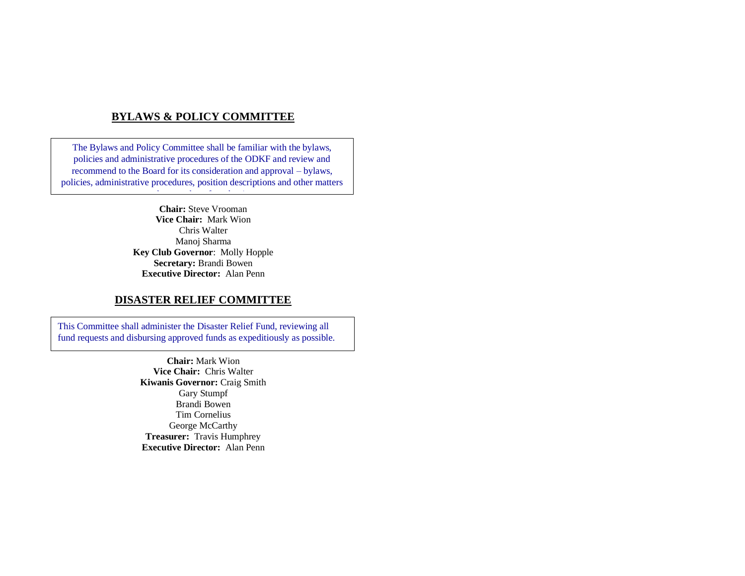## BYLAWS & POLICY COMMITTEE

The Bylaws and Policy Committee shall be familiar with the bylaws, policies and administrative procedures of the ODKF and review and recommend to the Board for its consideration and approval – bylaws, policies, administrative procedures, position descriptions and other matters

**Chair:** Steve Vrooman
**Vice Chair:** Mark Wion
Chris Walter
Manoj Sharma
**Key Club Governor**: Molly Hopple
**Secretary:** Brandi Bowen
**Executive Director:** Alan Penn

## DISASTER RELIEF COMMITTEE

This Committee shall administer the Disaster Relief Fund, reviewing all fund requests and disbursing approved funds as expeditiously as possible.

**Chair:** Mark Wion
**Vice Chair:** Chris Walter
**Kiwanis Governor:** Craig Smith
Gary Stumpf
Brandi Bowen
Tim Cornelius
George McCarthy
**Treasurer:** Travis Humphrey
**Executive Director:** Alan Penn